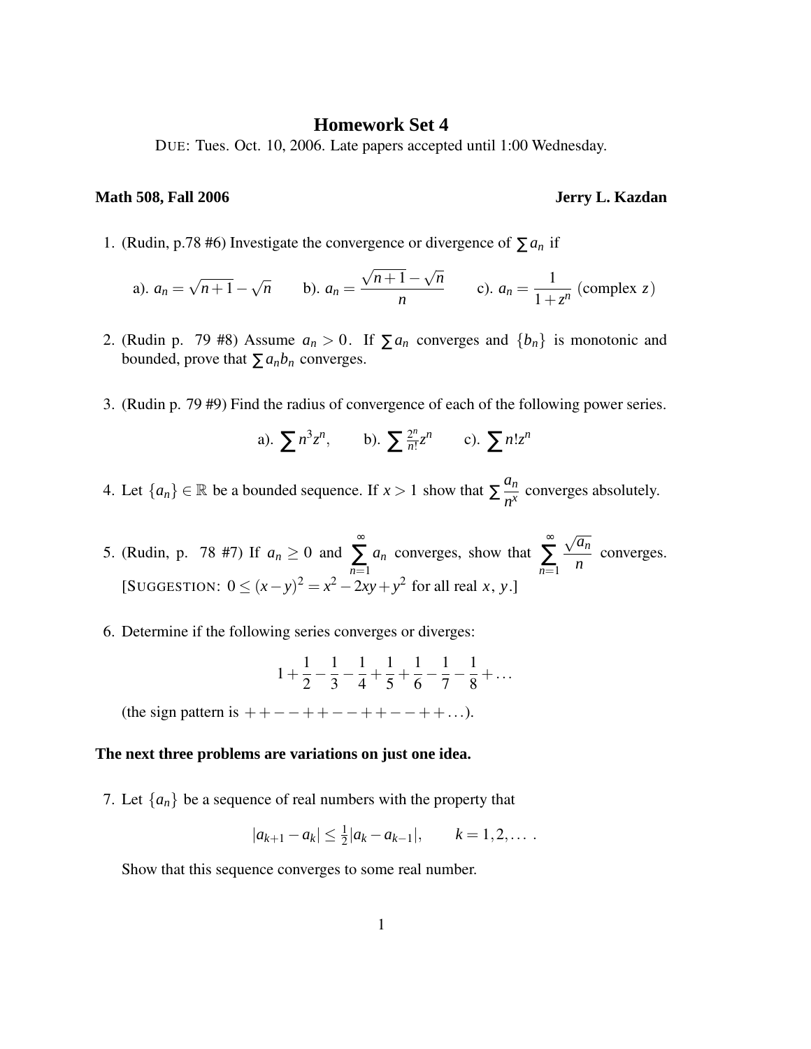# Homework Set 4

DUE: Tues. Oct. 10, 2006. Late papers accepted until 1:00 Wednesday.

**Math 508, Fall 2006** **Jerry L. Kazdan**

1. (Rudin, p.78 #6) Investigate the convergence or divergence of $\sum a_n$ if

$$\text{a). } a_n = \sqrt{n+1} - \sqrt{n} \qquad \text{b). } a_n = \frac{\sqrt{n+1} - \sqrt{n}}{n} \qquad \text{c). } a_n = \frac{1}{1+z^n} \text{ (complex } z\text{)}$$

2. (Rudin p. 79 #8) Assume $a_n > 0$. If $\sum a_n$ converges and $\{b_n\}$ is monotonic and bounded, prove that $\sum a_n b_n$ converges.

3. (Rudin p. 79 #9) Find the radius of convergence of each of the following power series.

$$\text{a). } \sum n^3 z^n, \qquad \text{b). } \sum \tfrac{2^n}{n!} z^n \qquad \text{c). } \sum n! z^n$$

4. Let $\{a_n\} \in \mathbb{R}$ be a bounded sequence. If $x > 1$ show that $\sum \dfrac{a_n}{n^x}$ converges absolutely.

5. (Rudin, p. 78 #7) If $a_n \geq 0$ and $\sum_{n=1}^{\infty} a_n$ converges, show that $\sum_{n=1}^{\infty} \dfrac{\sqrt{a_n}}{n}$ converges.
[SUGGESTION: $0 \leq (x-y)^2 = x^2 - 2xy + y^2$ for all real $x$, $y$.]

6. Determine if the following series converges or diverges:

$$1 + \frac{1}{2} - \frac{1}{3} - \frac{1}{4} + \frac{1}{5} + \frac{1}{6} - \frac{1}{7} - \frac{1}{8} + \ldots$$

(the sign pattern is $++--++--++--++\ldots$).

**The next three problems are variations on just one idea.**

7. Let $\{a_n\}$ be a sequence of real numbers with the property that

$$|a_{k+1} - a_k| \leq \tfrac{1}{2}|a_k - a_{k-1}|, \qquad k = 1, 2, \ldots .$$

Show that this sequence converges to some real number.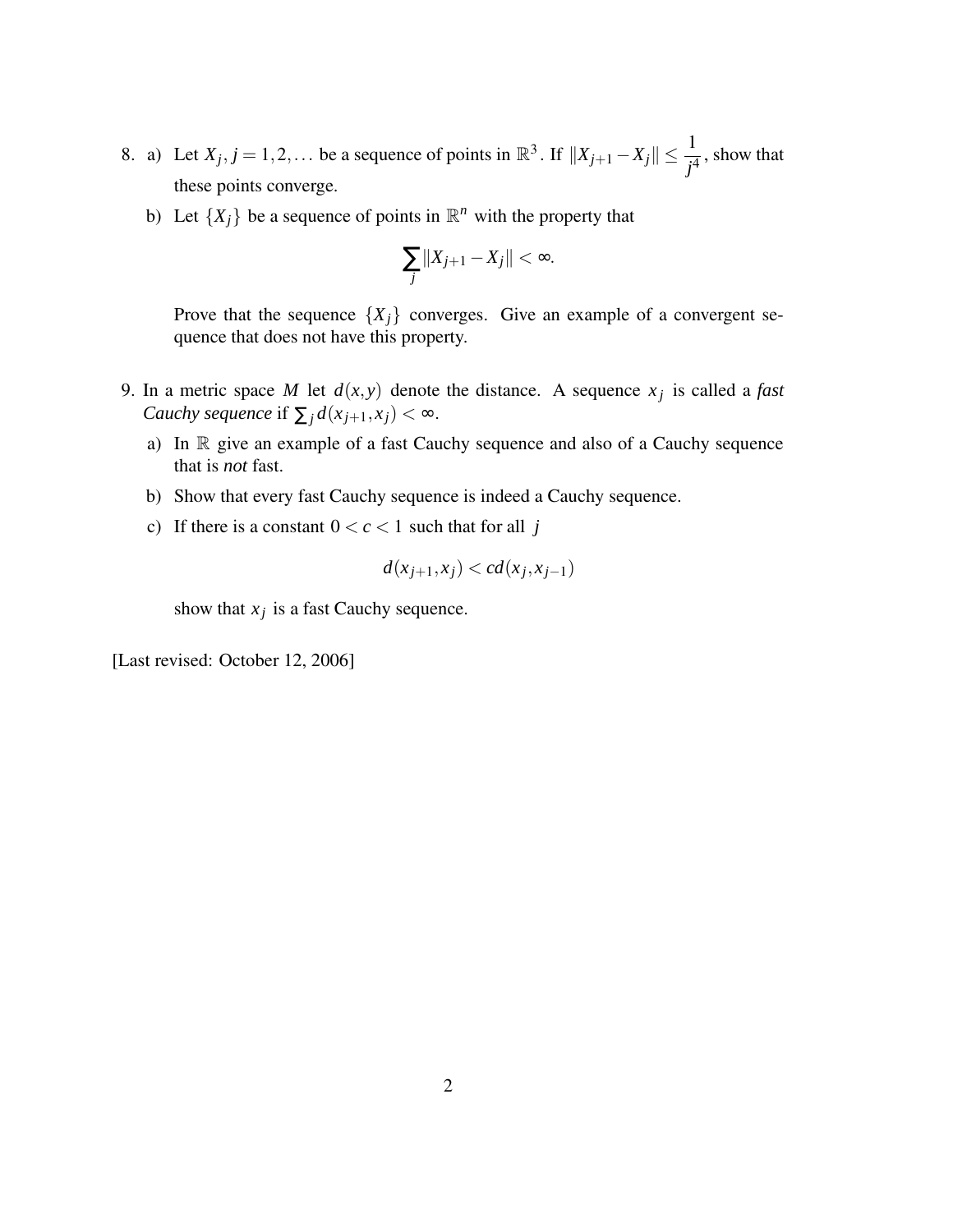8. a) Let $X_j, j = 1, 2, \ldots$ be a sequence of points in $\mathbb{R}^3$. If $\|X_{j+1} - X_j\| \leq \dfrac{1}{j^4}$, show that these points converge.

   b) Let $\{X_j\}$ be a sequence of points in $\mathbb{R}^n$ with the property that

$$\sum_j \|X_{j+1} - X_j\| < \infty.$$

   Prove that the sequence $\{X_j\}$ converges. Give an example of a convergent sequence that does not have this property.

9. In a metric space $M$ let $d(x, y)$ denote the distance. A sequence $x_j$ is called a *fast Cauchy sequence* if $\sum_j d(x_{j+1}, x_j) < \infty$.

   a) In $\mathbb{R}$ give an example of a fast Cauchy sequence and also of a Cauchy sequence that is *not* fast.

   b) Show that every fast Cauchy sequence is indeed a Cauchy sequence.

   c) If there is a constant $0 < c < 1$ such that for all $j$

$$d(x_{j+1}, x_j) < c d(x_j, x_{j-1})$$

   show that $x_j$ is a fast Cauchy sequence.

[Last revised: October 12, 2006]